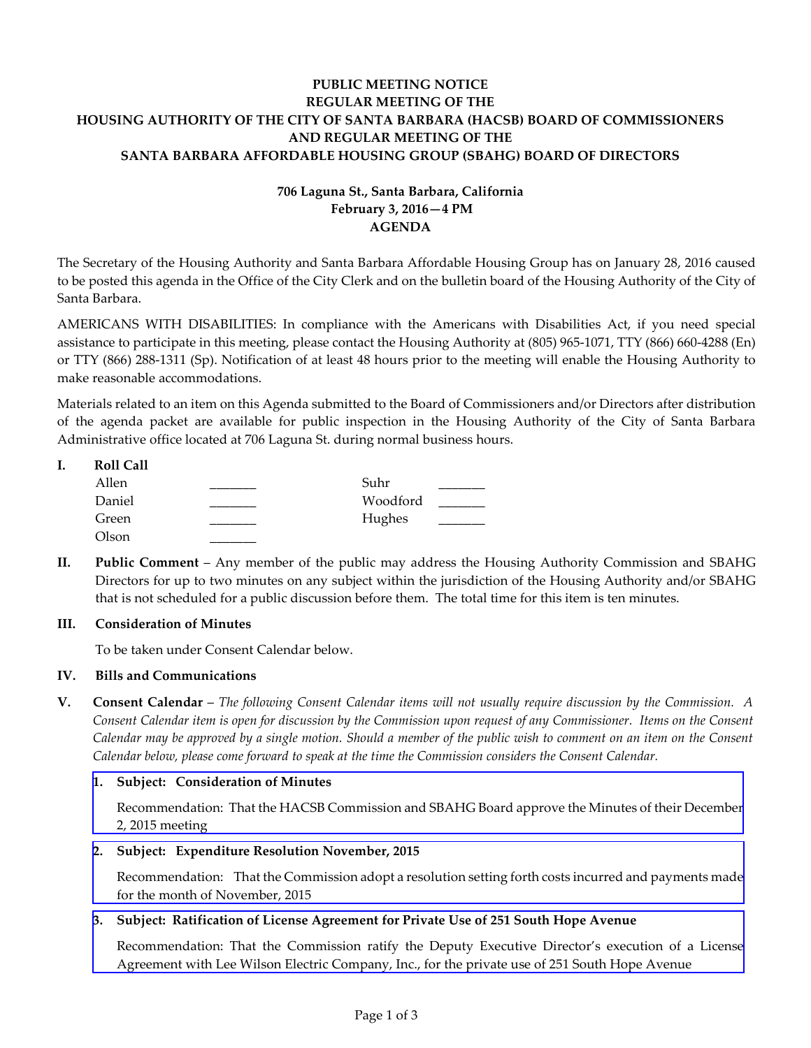**PUBLIC MEETING NOTICE**
**REGULAR MEETING OF THE**
**HOUSING AUTHORITY OF THE CITY OF SANTA BARBARA (HACSB) BOARD OF COMMISSIONERS**
**AND REGULAR MEETING OF THE**
**SANTA BARBARA AFFORDABLE HOUSING GROUP (SBAHG) BOARD OF DIRECTORS**

**706 Laguna St., Santa Barbara, California**
**February 3, 2016—4 PM**
**AGENDA**

The Secretary of the Housing Authority and Santa Barbara Affordable Housing Group has on January 28, 2016 caused to be posted this agenda in the Office of the City Clerk and on the bulletin board of the Housing Authority of the City of Santa Barbara.

AMERICANS WITH DISABILITIES: In compliance with the Americans with Disabilities Act, if you need special assistance to participate in this meeting, please contact the Housing Authority at (805) 965-1071, TTY (866) 660-4288 (En) or TTY (866) 288-1311 (Sp). Notification of at least 48 hours prior to the meeting will enable the Housing Authority to make reasonable accommodations.

Materials related to an item on this Agenda submitted to the Board of Commissioners and/or Directors after distribution of the agenda packet are available for public inspection in the Housing Authority of the City of Santa Barbara Administrative office located at 706 Laguna St. during normal business hours.

**I. Roll Call**

| | | | |
|---|---|---|---|
| Allen | _______ | Suhr | _______ |
| Daniel | _______ | Woodford | _______ |
| Green | _______ | Hughes | _______ |
| Olson | _______ | | |

**II. Public Comment** – Any member of the public may address the Housing Authority Commission and SBAHG Directors for up to two minutes on any subject within the jurisdiction of the Housing Authority and/or SBAHG that is not scheduled for a public discussion before them. The total time for this item is ten minutes.

**III. Consideration of Minutes**

To be taken under Consent Calendar below.

**IV. Bills and Communications**

**V. Consent Calendar** – *The following Consent Calendar items will not usually require discussion by the Commission. A Consent Calendar item is open for discussion by the Commission upon request of any Commissioner. Items on the Consent Calendar may be approved by a single motion. Should a member of the public wish to comment on an item on the Consent Calendar below, please come forward to speak at the time the Commission considers the Consent Calendar.*

**1. Subject: Consideration of Minutes**

Recommendation: That the HACSB Commission and SBAHG Board approve the Minutes of their December 2, 2015 meeting

**2. Subject: Expenditure Resolution November, 2015**

Recommendation: That the Commission adopt a resolution setting forth costs incurred and payments made for the month of November, 2015

**3. Subject: Ratification of License Agreement for Private Use of 251 South Hope Avenue**

Recommendation: That the Commission ratify the Deputy Executive Director's execution of a License Agreement with Lee Wilson Electric Company, Inc., for the private use of 251 South Hope Avenue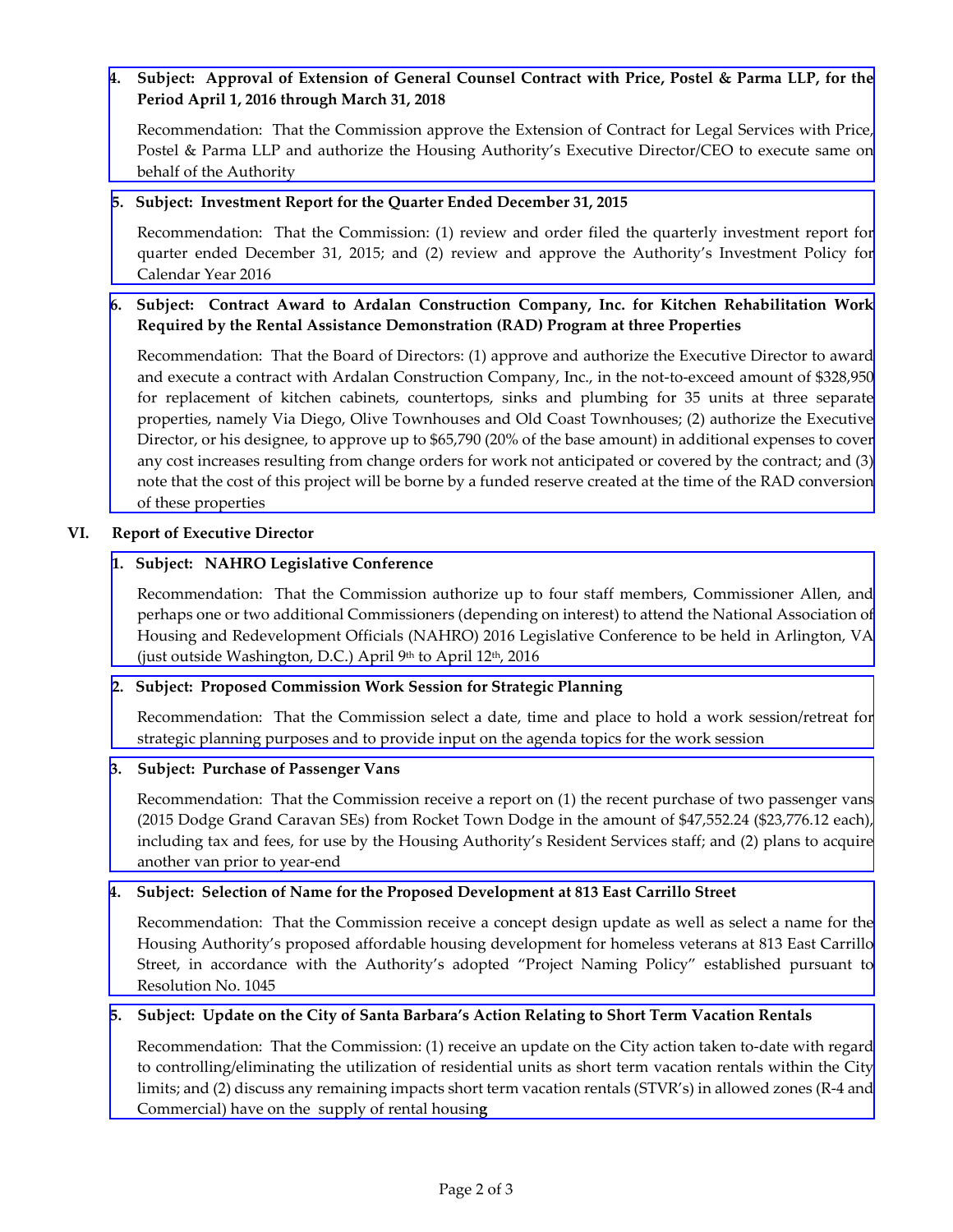**4. Subject: Approval of Extension of General Counsel Contract with Price, Postel & Parma LLP, for the Period April 1, 2016 through March 31, 2018**

Recommendation: That the Commission approve the Extension of Contract for Legal Services with Price, Postel & Parma LLP and authorize the Housing Authority's Executive Director/CEO to execute same on behalf of the Authority

**5. Subject: Investment Report for the Quarter Ended December 31, 2015**

Recommendation: That the Commission: (1) review and order filed the quarterly investment report for quarter ended December 31, 2015; and (2) review and approve the Authority's Investment Policy for Calendar Year 2016

**6. Subject: Contract Award to Ardalan Construction Company, Inc. for Kitchen Rehabilitation Work Required by the Rental Assistance Demonstration (RAD) Program at three Properties**

Recommendation: That the Board of Directors: (1) approve and authorize the Executive Director to award and execute a contract with Ardalan Construction Company, Inc., in the not-to-exceed amount of $328,950 for replacement of kitchen cabinets, countertops, sinks and plumbing for 35 units at three separate properties, namely Via Diego, Olive Townhouses and Old Coast Townhouses; (2) authorize the Executive Director, or his designee, to approve up to $65,790 (20% of the base amount) in additional expenses to cover any cost increases resulting from change orders for work not anticipated or covered by the contract; and (3) note that the cost of this project will be borne by a funded reserve created at the time of the RAD conversion of these properties

## VI. Report of Executive Director

**1. Subject: NAHRO Legislative Conference**

Recommendation: That the Commission authorize up to four staff members, Commissioner Allen, and perhaps one or two additional Commissioners (depending on interest) to attend the National Association of Housing and Redevelopment Officials (NAHRO) 2016 Legislative Conference to be held in Arlington, VA (just outside Washington, D.C.) April 9th to April 12th, 2016

**2. Subject: Proposed Commission Work Session for Strategic Planning**

Recommendation: That the Commission select a date, time and place to hold a work session/retreat for strategic planning purposes and to provide input on the agenda topics for the work session

**3. Subject: Purchase of Passenger Vans**

Recommendation: That the Commission receive a report on (1) the recent purchase of two passenger vans (2015 Dodge Grand Caravan SEs) from Rocket Town Dodge in the amount of $47,552.24 ($23,776.12 each), including tax and fees, for use by the Housing Authority's Resident Services staff; and (2) plans to acquire another van prior to year-end

**4. Subject: Selection of Name for the Proposed Development at 813 East Carrillo Street**

Recommendation: That the Commission receive a concept design update as well as select a name for the Housing Authority's proposed affordable housing development for homeless veterans at 813 East Carrillo Street, in accordance with the Authority's adopted "Project Naming Policy" established pursuant to Resolution No. 1045

**5. Subject: Update on the City of Santa Barbara's Action Relating to Short Term Vacation Rentals**

Recommendation: That the Commission: (1) receive an update on the City action taken to-date with regard to controlling/eliminating the utilization of residential units as short term vacation rentals within the City limits; and (2) discuss any remaining impacts short term vacation rentals (STVR's) in allowed zones (R-4 and Commercial) have on the supply of rental housing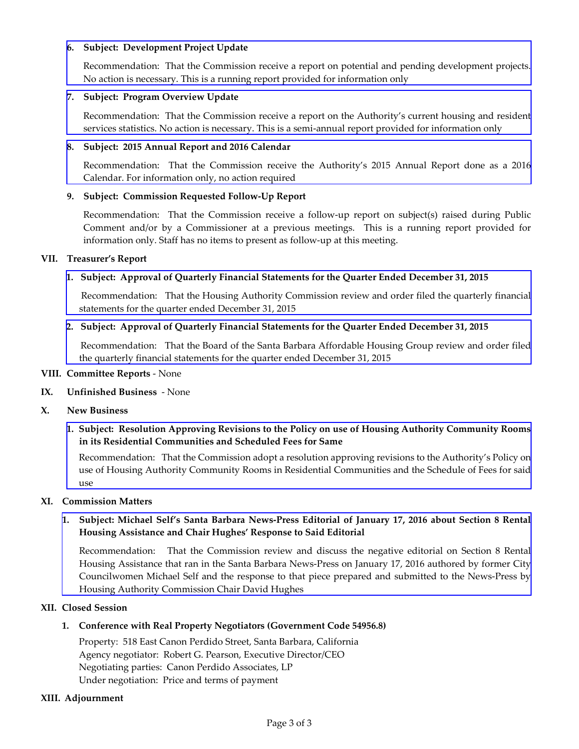6. **Subject: Development Project Update**

   Recommendation: That the Commission receive a report on potential and pending development projects. No action is necessary. This is a running report provided for information only

7. **Subject: Program Overview Update**

   Recommendation: That the Commission receive a report on the Authority's current housing and resident services statistics. No action is necessary. This is a semi-annual report provided for information only

8. **Subject: 2015 Annual Report and 2016 Calendar**

   Recommendation: That the Commission receive the Authority's 2015 Annual Report done as a 2016 Calendar. For information only, no action required

9. **Subject: Commission Requested Follow-Up Report**

   Recommendation: That the Commission receive a follow-up report on subject(s) raised during Public Comment and/or by a Commissioner at a previous meetings. This is a running report provided for information only. Staff has no items to present as follow-up at this meeting.

**VII. Treasurer's Report**

1. **Subject: Approval of Quarterly Financial Statements for the Quarter Ended December 31, 2015**

   Recommendation: That the Housing Authority Commission review and order filed the quarterly financial statements for the quarter ended December 31, 2015

2. **Subject: Approval of Quarterly Financial Statements for the Quarter Ended December 31, 2015**

   Recommendation: That the Board of the Santa Barbara Affordable Housing Group review and order filed the quarterly financial statements for the quarter ended December 31, 2015

**VIII. Committee Reports** - None

**IX. Unfinished Business** - None

**X. New Business**

1. **Subject: Resolution Approving Revisions to the Policy on use of Housing Authority Community Rooms in its Residential Communities and Scheduled Fees for Same**

   Recommendation: That the Commission adopt a resolution approving revisions to the Authority's Policy on use of Housing Authority Community Rooms in Residential Communities and the Schedule of Fees for said use

**XI. Commission Matters**

1. **Subject: Michael Self's Santa Barbara News-Press Editorial of January 17, 2016 about Section 8 Rental Housing Assistance and Chair Hughes' Response to Said Editorial**

   Recommendation: That the Commission review and discuss the negative editorial on Section 8 Rental Housing Assistance that ran in the Santa Barbara News-Press on January 17, 2016 authored by former City Councilwomen Michael Self and the response to that piece prepared and submitted to the News-Press by Housing Authority Commission Chair David Hughes

**XII. Closed Session**

1. **Conference with Real Property Negotiators (Government Code 54956.8)**

   Property: 518 East Canon Perdido Street, Santa Barbara, California
   Agency negotiator: Robert G. Pearson, Executive Director/CEO
   Negotiating parties: Canon Perdido Associates, LP
   Under negotiation: Price and terms of payment

**XIII. Adjournment**